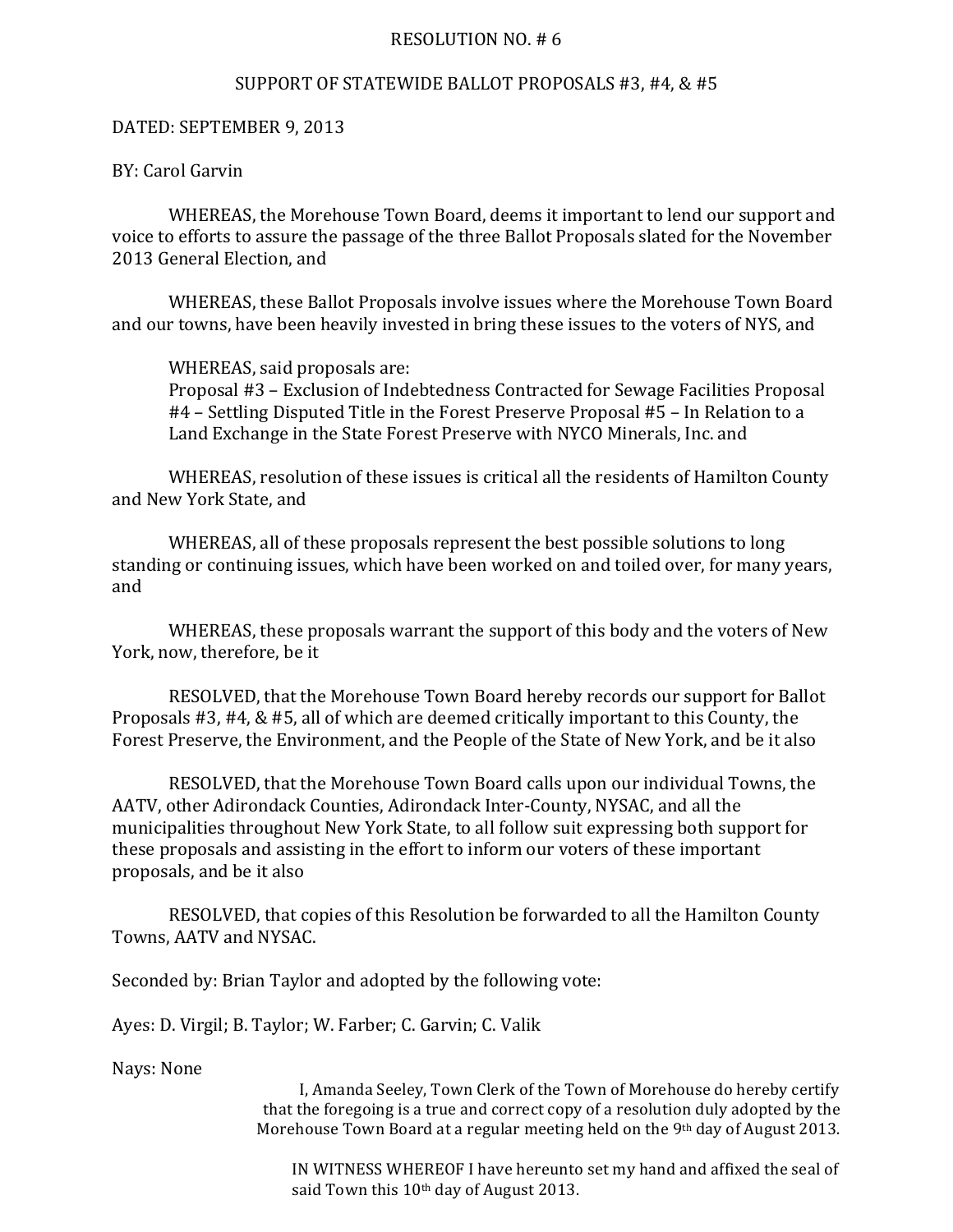RESOLUTION NO. # 6

SUPPORT OF STATEWIDE BALLOT PROPOSALS #3, #4, & #5

DATED: SEPTEMBER 9, 2013

BY: Carol Garvin

WHEREAS, the Morehouse Town Board, deems it important to lend our support and voice to efforts to assure the passage of the three Ballot Proposals slated for the November 2013 General Election, and

WHEREAS, these Ballot Proposals involve issues where the Morehouse Town Board and our towns, have been heavily invested in bring these issues to the voters of NYS, and

WHEREAS, said proposals are:
Proposal #3 – Exclusion of Indebtedness Contracted for Sewage Facilities Proposal #4 – Settling Disputed Title in the Forest Preserve Proposal #5 – In Relation to a Land Exchange in the State Forest Preserve with NYCO Minerals, Inc. and

WHEREAS, resolution of these issues is critical all the residents of Hamilton County and New York State, and

WHEREAS, all of these proposals represent the best possible solutions to long standing or continuing issues, which have been worked on and toiled over, for many years, and

WHEREAS, these proposals warrant the support of this body and the voters of New York, now, therefore, be it

RESOLVED, that the Morehouse Town Board hereby records our support for Ballot Proposals #3, #4, & #5, all of which are deemed critically important to this County, the Forest Preserve, the Environment, and the People of the State of New York, and be it also

RESOLVED, that the Morehouse Town Board calls upon our individual Towns, the AATV, other Adirondack Counties, Adirondack Inter-County, NYSAC, and all the municipalities throughout New York State, to all follow suit expressing both support for these proposals and assisting in the effort to inform our voters of these important proposals, and be it also

RESOLVED, that copies of this Resolution be forwarded to all the Hamilton County Towns, AATV and NYSAC.

Seconded by: Brian Taylor and adopted by the following vote:

Ayes: D. Virgil; B. Taylor; W. Farber; C. Garvin; C. Valik

Nays: None

I, Amanda Seeley, Town Clerk of the Town of Morehouse do hereby certify that the foregoing is a true and correct copy of a resolution duly adopted by the Morehouse Town Board at a regular meeting held on the 9th day of August 2013.

IN WITNESS WHEREOF I have hereunto set my hand and affixed the seal of said Town this 10th day of August 2013.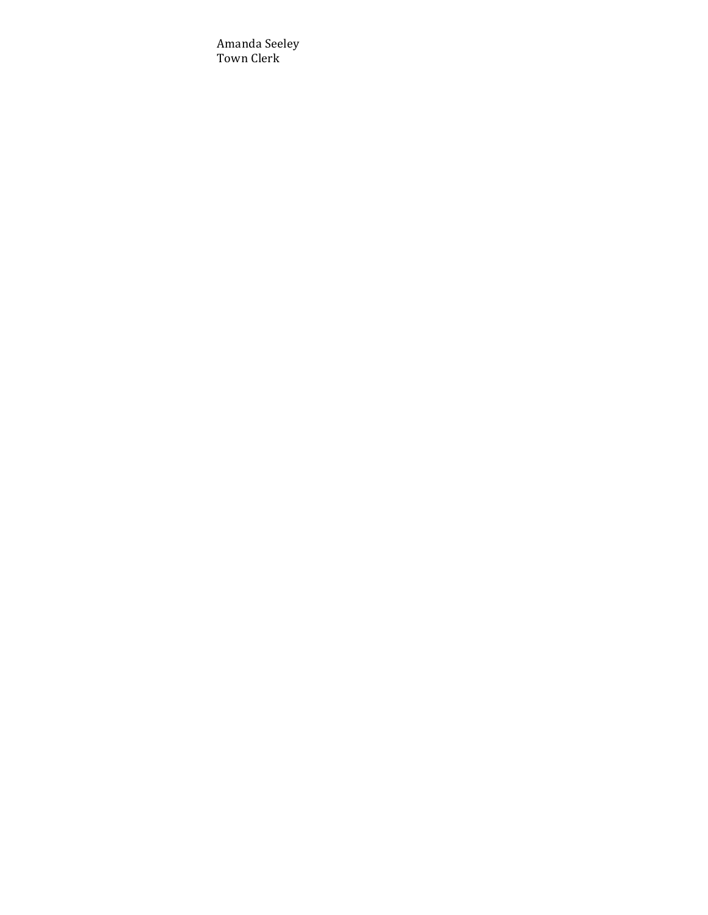Amanda Seeley
Town Clerk